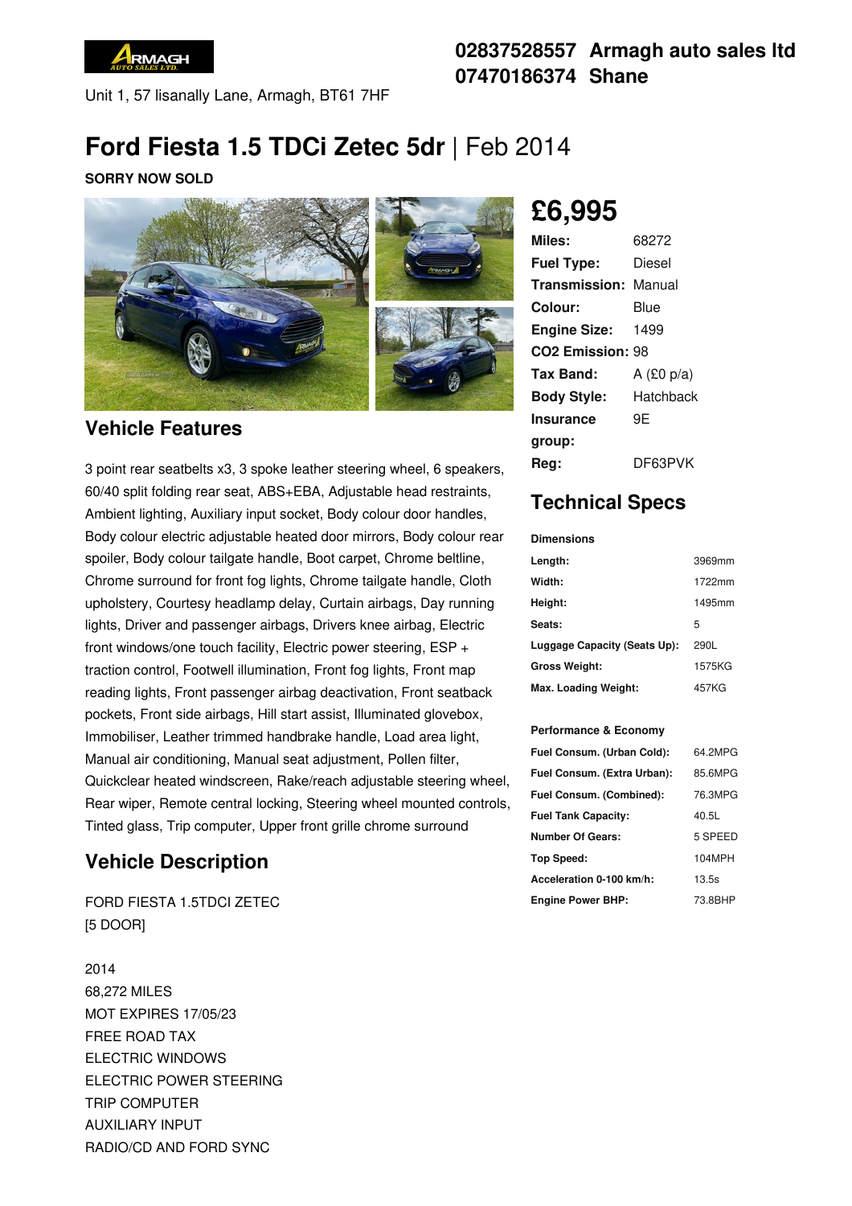02837528557 Armagh auto sales ltd
07470186374 Shane

Unit 1, 57 lisanally Lane, Armagh, BT61 7HF

# Ford Fiesta 1.5 TDCi Zetec 5dr | Feb 2014

**SORRY NOW SOLD**

## £6,995

| | |
|---|---|
| **Miles:** | 68272 |
| **Fuel Type:** | Diesel |
| **Transmission:** | Manual |
| **Colour:** | Blue |
| **Engine Size:** | 1499 |
| **CO2 Emission:** | 98 |
| **Tax Band:** | A (£0 p/a) |
| **Body Style:** | Hatchback |
| **Insurance group:** | 9E |
| **Reg:** | DF63PVK |

## Vehicle Features

3 point rear seatbelts x3, 3 spoke leather steering wheel, 6 speakers, 60/40 split folding rear seat, ABS+EBA, Adjustable head restraints, Ambient lighting, Auxiliary input socket, Body colour door handles, Body colour electric adjustable heated door mirrors, Body colour rear spoiler, Body colour tailgate handle, Boot carpet, Chrome beltline, Chrome surround for front fog lights, Chrome tailgate handle, Cloth upholstery, Courtesy headlamp delay, Curtain airbags, Day running lights, Driver and passenger airbags, Drivers knee airbag, Electric front windows/one touch facility, Electric power steering, ESP + traction control, Footwell illumination, Front fog lights, Front map reading lights, Front passenger airbag deactivation, Front seatback pockets, Front side airbags, Hill start assist, Illuminated glovebox, Immobiliser, Leather trimmed handbrake handle, Load area light, Manual air conditioning, Manual seat adjustment, Pollen filter, Quickclear heated windscreen, Rake/reach adjustable steering wheel, Rear wiper, Remote central locking, Steering wheel mounted controls, Tinted glass, Trip computer, Upper front grille chrome surround

## Vehicle Description

FORD FIESTA 1.5TDCI ZETEC
[5 DOOR]

2014
68,272 MILES
MOT EXPIRES 17/05/23
FREE ROAD TAX
ELECTRIC WINDOWS
ELECTRIC POWER STEERING
TRIP COMPUTER
AUXILIARY INPUT
RADIO/CD AND FORD SYNC

## Technical Specs

**Dimensions**

| | |
|---|---|
| **Length:** | 3969mm |
| **Width:** | 1722mm |
| **Height:** | 1495mm |
| **Seats:** | 5 |
| **Luggage Capacity (Seats Up):** | 290L |
| **Gross Weight:** | 1575KG |
| **Max. Loading Weight:** | 457KG |

**Performance & Economy**

| | |
|---|---|
| **Fuel Consum. (Urban Cold):** | 64.2MPG |
| **Fuel Consum. (Extra Urban):** | 85.6MPG |
| **Fuel Consum. (Combined):** | 76.3MPG |
| **Fuel Tank Capacity:** | 40.5L |
| **Number Of Gears:** | 5 SPEED |
| **Top Speed:** | 104MPH |
| **Acceleration 0-100 km/h:** | 13.5s |
| **Engine Power BHP:** | 73.8BHP |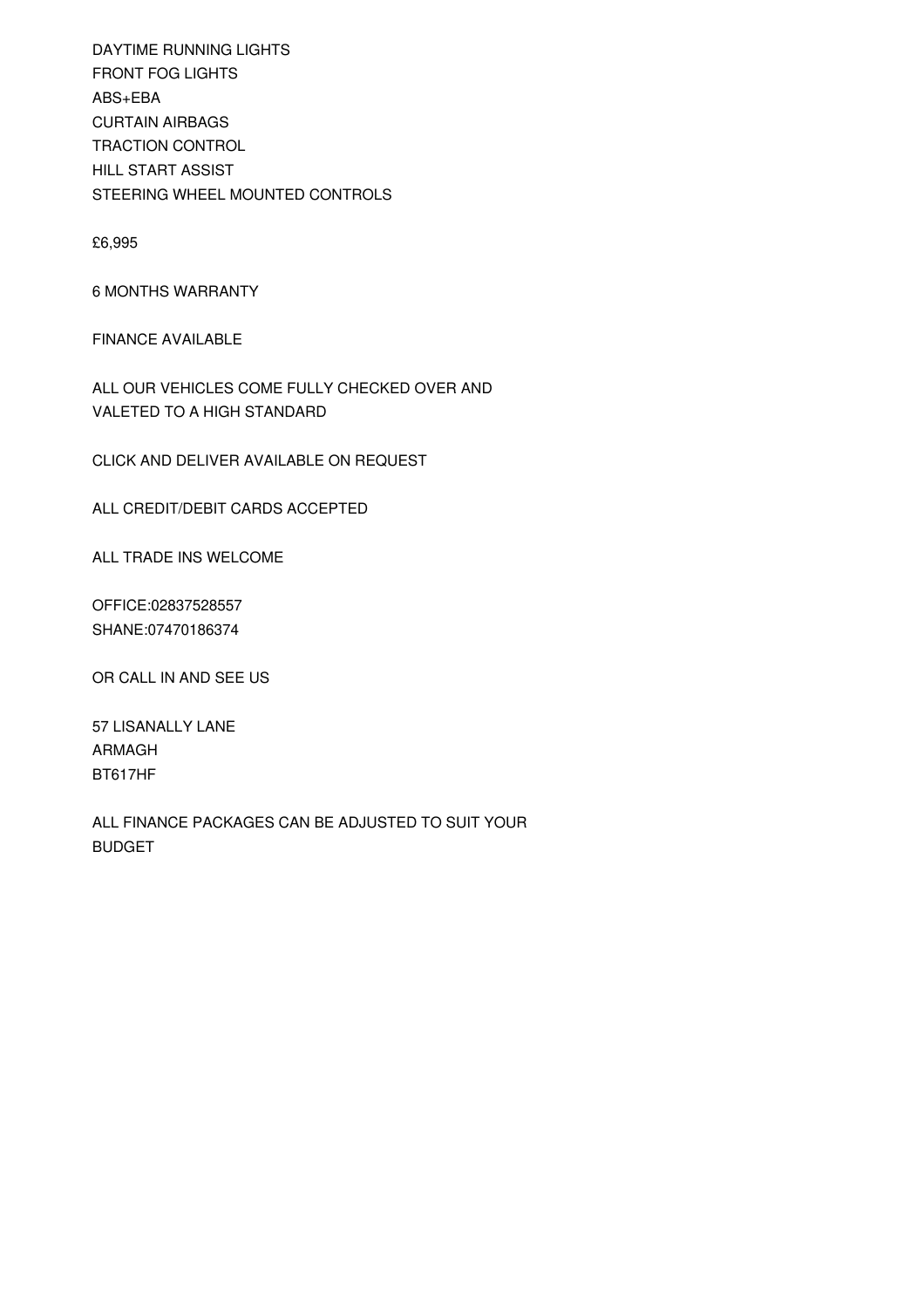DAYTIME RUNNING LIGHTS
FRONT FOG LIGHTS
ABS+EBA
CURTAIN AIRBAGS
TRACTION CONTROL
HILL START ASSIST
STEERING WHEEL MOUNTED CONTROLS

£6,995

6 MONTHS WARRANTY

FINANCE AVAILABLE

ALL OUR VEHICLES COME FULLY CHECKED OVER AND VALETED TO A HIGH STANDARD

CLICK AND DELIVER AVAILABLE ON REQUEST

ALL CREDIT/DEBIT CARDS ACCEPTED

ALL TRADE INS WELCOME

OFFICE:02837528557
SHANE:07470186374

OR CALL IN AND SEE US

57 LISANALLY LANE
ARMAGH
BT617HF

ALL FINANCE PACKAGES CAN BE ADJUSTED TO SUIT YOUR BUDGET